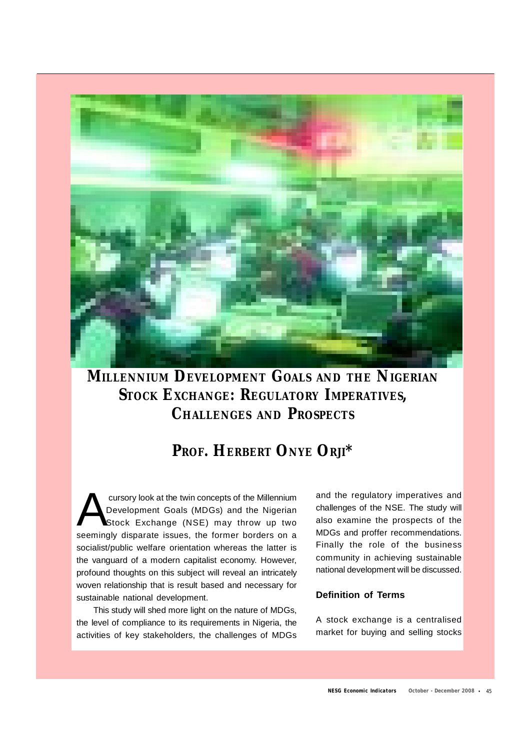# MILLENNIUM DEVELOPMENT GOALS AND THE NIGERIAN STOCK EXCHANGE: REGULATORY IMPERATIVES, CHALLENGES AND PROSPECTS

## PROF. HERBERT ONYE ORJI*

A cursory look at the twin concepts of the Millennium Development Goals (MDGs) and the Nigerian Stock Exchange (NSE) may throw up two seemingly disparate issues, the former borders on a socialist/public welfare orientation whereas the latter is the vanguard of a modern capitalist economy. However, profound thoughts on this subject will reveal an intricately woven relationship that is result based and necessary for sustainable national development.

This study will shed more light on the nature of MDGs, the level of compliance to its requirements in Nigeria, the activities of key stakeholders, the challenges of MDGs and the regulatory imperatives and challenges of the NSE. The study will also examine the prospects of the MDGs and proffer recommendations. Finally the role of the business community in achieving sustainable national development will be discussed.

### Definition of Terms

A stock exchange is a centralised market for buying and selling stocks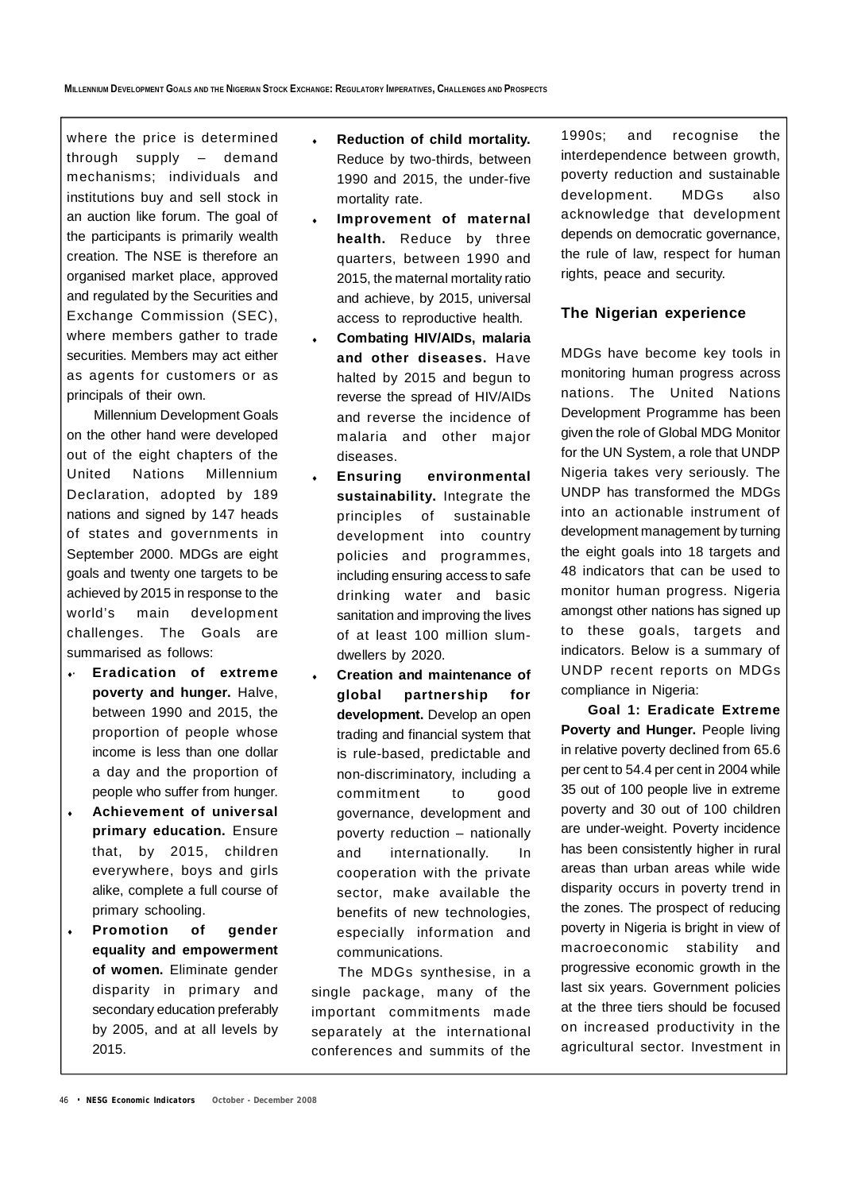where the price is determined through supply – demand mechanisms; individuals and institutions buy and sell stock in an auction like forum. The goal of the participants is primarily wealth creation. The NSE is therefore an organised market place, approved and regulated by the Securities and Exchange Commission (SEC), where members gather to trade securities. Members may act either as agents for customers or as principals of their own.

Millennium Development Goals on the other hand were developed out of the eight chapters of the United Nations Millennium Declaration, adopted by 189 nations and signed by 147 heads of states and governments in September 2000. MDGs are eight goals and twenty one targets to be achieved by 2015 in response to the world's main development challenges. The Goals are summarised as follows:

- **Eradication of extreme poverty and hunger.** Halve, between 1990 and 2015, the proportion of people whose income is less than one dollar a day and the proportion of people who suffer from hunger.
- **Achievement of universal primary education.** Ensure that, by 2015, children everywhere, boys and girls alike, complete a full course of primary schooling.
- **Promotion of gender equality and empowerment of women.** Eliminate gender disparity in primary and secondary education preferably by 2005, and at all levels by 2015.
- **Reduction of child mortality.** Reduce by two-thirds, between 1990 and 2015, the under-five mortality rate.
- **Improvement of maternal health.** Reduce by three quarters, between 1990 and 2015, the maternal mortality ratio and achieve, by 2015, universal access to reproductive health.
- **Combating HIV/AIDs, malaria and other diseases.** Have halted by 2015 and begun to reverse the spread of HIV/AIDs and reverse the incidence of malaria and other major diseases.
- **Ensuring environmental sustainability.** Integrate the principles of sustainable development into country policies and programmes, including ensuring access to safe drinking water and basic sanitation and improving the lives of at least 100 million slum-dwellers by 2020.
- **Creation and maintenance of global partnership for development.** Develop an open trading and financial system that is rule-based, predictable and non-discriminatory, including a commitment to good governance, development and poverty reduction – nationally and internationally. In cooperation with the private sector, make available the benefits of new technologies, especially information and communications.

The MDGs synthesise, in a single package, many of the important commitments made separately at the international conferences and summits of the 1990s; and recognise the interdependence between growth, poverty reduction and sustainable development. MDGs also acknowledge that development depends on democratic governance, the rule of law, respect for human rights, peace and security.

### The Nigerian experience

MDGs have become key tools in monitoring human progress across nations. The United Nations Development Programme has been given the role of Global MDG Monitor for the UN System, a role that UNDP Nigeria takes very seriously. The UNDP has transformed the MDGs into an actionable instrument of development management by turning the eight goals into 18 targets and 48 indicators that can be used to monitor human progress. Nigeria amongst other nations has signed up to these goals, targets and indicators. Below is a summary of UNDP recent reports on MDGs compliance in Nigeria:

**Goal 1: Eradicate Extreme Poverty and Hunger.** People living in relative poverty declined from 65.6 per cent to 54.4 per cent in 2004 while 35 out of 100 people live in extreme poverty and 30 out of 100 children are under-weight. Poverty incidence has been consistently higher in rural areas than urban areas while wide disparity occurs in poverty trend in the zones. The prospect of reducing poverty in Nigeria is bright in view of macroeconomic stability and progressive economic growth in the last six years. Government policies at the three tiers should be focused on increased productivity in the agricultural sector. Investment in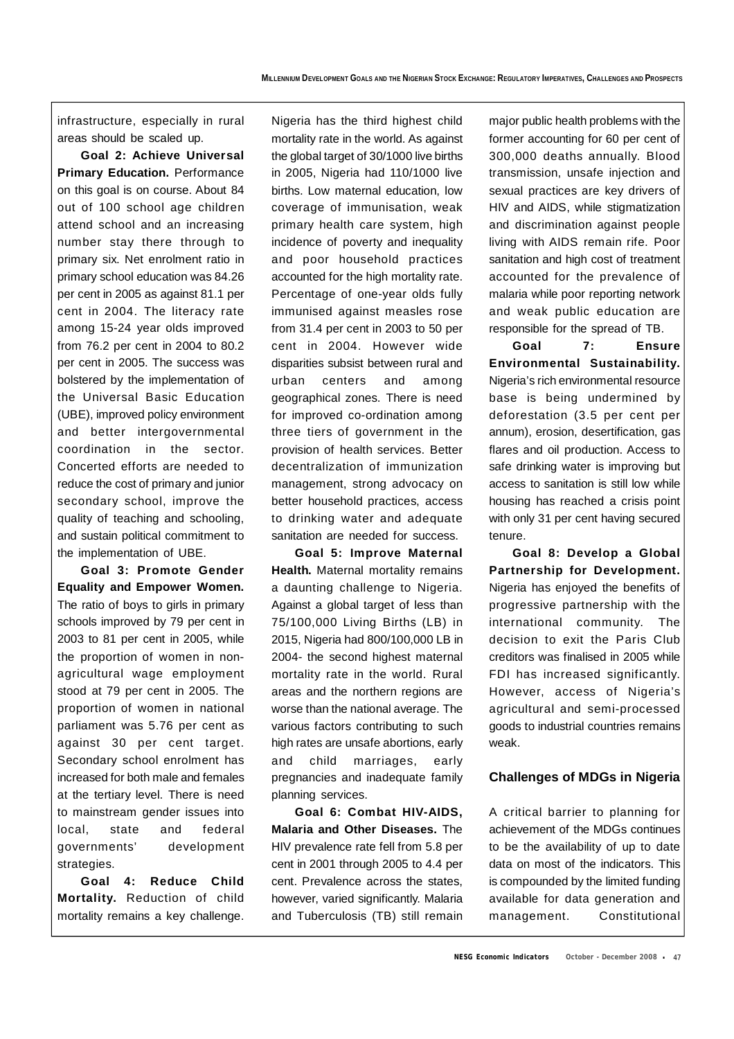infrastructure, especially in rural areas should be scaled up.

**Goal 2: Achieve Universal Primary Education.** Performance on this goal is on course. About 84 out of 100 school age children attend school and an increasing number stay there through to primary six. Net enrolment ratio in primary school education was 84.26 per cent in 2005 as against 81.1 per cent in 2004. The literacy rate among 15-24 year olds improved from 76.2 per cent in 2004 to 80.2 per cent in 2005. The success was bolstered by the implementation of the Universal Basic Education (UBE), improved policy environment and better intergovernmental coordination in the sector. Concerted efforts are needed to reduce the cost of primary and junior secondary school, improve the quality of teaching and schooling, and sustain political commitment to the implementation of UBE.

**Goal 3: Promote Gender Equality and Empower Women.** The ratio of boys to girls in primary schools improved by 79 per cent in 2003 to 81 per cent in 2005, while the proportion of women in non-agricultural wage employment stood at 79 per cent in 2005. The proportion of women in national parliament was 5.76 per cent as against 30 per cent target. Secondary school enrolment has increased for both male and females at the tertiary level. There is need to mainstream gender issues into local, state and federal governments' development strategies.

**Goal 4: Reduce Child Mortality.** Reduction of child mortality remains a key challenge. Nigeria has the third highest child mortality rate in the world. As against the global target of 30/1000 live births in 2005, Nigeria had 110/1000 live births. Low maternal education, low coverage of immunisation, weak primary health care system, high incidence of poverty and inequality and poor household practices accounted for the high mortality rate. Percentage of one-year olds fully immunised against measles rose from 31.4 per cent in 2003 to 50 per cent in 2004. However wide disparities subsist between rural and urban centers and among geographical zones. There is need for improved co-ordination among three tiers of government in the provision of health services. Better decentralization of immunization management, strong advocacy on better household practices, access to drinking water and adequate sanitation are needed for success.

**Goal 5: Improve Maternal Health.** Maternal mortality remains a daunting challenge to Nigeria. Against a global target of less than 75/100,000 Living Births (LB) in 2015, Nigeria had 800/100,000 LB in 2004- the second highest maternal mortality rate in the world. Rural areas and the northern regions are worse than the national average. The various factors contributing to such high rates are unsafe abortions, early and child marriages, early pregnancies and inadequate family planning services.

**Goal 6: Combat HIV-AIDS, Malaria and Other Diseases.** The HIV prevalence rate fell from 5.8 per cent in 2001 through 2005 to 4.4 per cent. Prevalence across the states, however, varied significantly. Malaria and Tuberculosis (TB) still remain major public health problems with the former accounting for 60 per cent of 300,000 deaths annually. Blood transmission, unsafe injection and sexual practices are key drivers of HIV and AIDS, while stigmatization and discrimination against people living with AIDS remain rife. Poor sanitation and high cost of treatment accounted for the prevalence of malaria while poor reporting network and weak public education are responsible for the spread of TB.

**Goal 7: Ensure Environmental Sustainability.** Nigeria's rich environmental resource base is being undermined by deforestation (3.5 per cent per annum), erosion, desertification, gas flares and oil production. Access to safe drinking water is improving but access to sanitation is still low while housing has reached a crisis point with only 31 per cent having secured tenure.

**Goal 8: Develop a Global Partnership for Development.** Nigeria has enjoyed the benefits of progressive partnership with the international community. The decision to exit the Paris Club creditors was finalised in 2005 while FDI has increased significantly. However, access of Nigeria's agricultural and semi-processed goods to industrial countries remains weak.

## Challenges of MDGs in Nigeria

A critical barrier to planning for achievement of the MDGs continues to be the availability of up to date data on most of the indicators. This is compounded by the limited funding available for data generation and management. Constitutional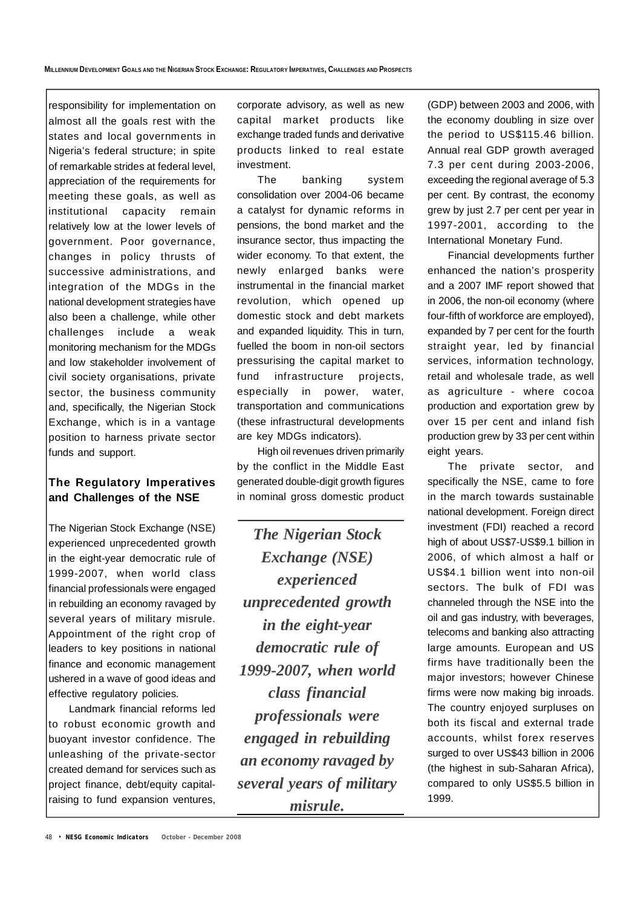responsibility for implementation on almost all the goals rest with the states and local governments in Nigeria's federal structure; in spite of remarkable strides at federal level, appreciation of the requirements for meeting these goals, as well as institutional capacity remain relatively low at the lower levels of government. Poor governance, changes in policy thrusts of successive administrations, and integration of the MDGs in the national development strategies have also been a challenge, while other challenges include a weak monitoring mechanism for the MDGs and low stakeholder involvement of civil society organisations, private sector, the business community and, specifically, the Nigerian Stock Exchange, which is in a vantage position to harness private sector funds and support.

## The Regulatory Imperatives and Challenges of the NSE

The Nigerian Stock Exchange (NSE) experienced unprecedented growth in the eight-year democratic rule of 1999-2007, when world class financial professionals were engaged in rebuilding an economy ravaged by several years of military misrule. Appointment of the right crop of leaders to key positions in national finance and economic management ushered in a wave of good ideas and effective regulatory policies.

Landmark financial reforms led to robust economic growth and buoyant investor confidence. The unleashing of the private-sector created demand for services such as project finance, debt/equity capital-raising to fund expansion ventures, corporate advisory, as well as new capital market products like exchange traded funds and derivative products linked to real estate investment.

The banking system consolidation over 2004-06 became a catalyst for dynamic reforms in pensions, the bond market and the insurance sector, thus impacting the wider economy. To that extent, the newly enlarged banks were instrumental in the financial market revolution, which opened up domestic stock and debt markets and expanded liquidity. This in turn, fuelled the boom in non-oil sectors pressurising the capital market to fund infrastructure projects, especially in power, water, transportation and communications (these infrastructural developments are key MDGs indicators).

High oil revenues driven primarily by the conflict in the Middle East generated double-digit growth figures in nominal gross domestic product (GDP) between 2003 and 2006, with the economy doubling in size over the period to US$115.46 billion. Annual real GDP growth averaged 7.3 per cent during 2003-2006, exceeding the regional average of 5.3 per cent. By contrast, the economy grew by just 2.7 per cent per year in 1997-2001, according to the International Monetary Fund.

> ***The Nigerian Stock Exchange (NSE) experienced unprecedented growth in the eight-year democratic rule of 1999-2007, when world class financial professionals were engaged in rebuilding an economy ravaged by several years of military misrule.***

Financial developments further enhanced the nation's prosperity and a 2007 IMF report showed that in 2006, the non-oil economy (where four-fifth of workforce are employed), expanded by 7 per cent for the fourth straight year, led by financial services, information technology, retail and wholesale trade, as well as agriculture - where cocoa production and exportation grew by over 15 per cent and inland fish production grew by 33 per cent within eight years.

The private sector, and specifically the NSE, came to fore in the march towards sustainable national development. Foreign direct investment (FDI) reached a record high of about US$7-US$9.1 billion in 2006, of which almost a half or US$4.1 billion went into non-oil sectors. The bulk of FDI was channeled through the NSE into the oil and gas industry, with beverages, telecoms and banking also attracting large amounts. European and US firms have traditionally been the major investors; however Chinese firms were now making big inroads. The country enjoyed surpluses on both its fiscal and external trade accounts, whilst forex reserves surged to over US$43 billion in 2006 (the highest in sub-Saharan Africa), compared to only US$5.5 billion in 1999.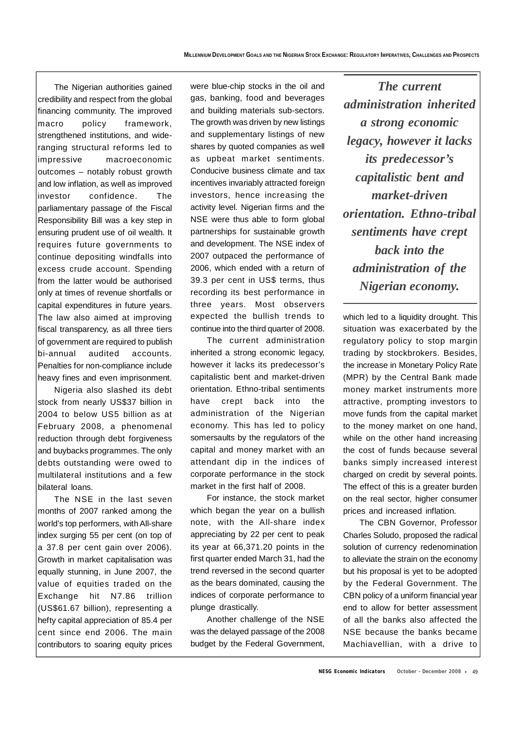The Nigerian authorities gained credibility and respect from the global financing community. The improved macro policy framework, strengthened institutions, and wide-ranging structural reforms led to impressive macroeconomic outcomes – notably robust growth and low inflation, as well as improved investor confidence. The parliamentary passage of the Fiscal Responsibility Bill was a key step in ensuring prudent use of oil wealth. It requires future governments to continue depositing windfalls into excess crude account. Spending from the latter would be authorised only at times of revenue shortfalls or capital expenditures in future years. The law also aimed at improving fiscal transparency, as all three tiers of government are required to publish bi-annual audited accounts. Penalties for non-compliance include heavy fines and even imprisonment.

Nigeria also slashed its debt stock from nearly US$37 billion in 2004 to below US5 billion as at February 2008, a phenomenal reduction through debt forgiveness and buybacks programmes. The only debts outstanding were owed to multilateral institutions and a few bilateral loans.

The NSE in the last seven months of 2007 ranked among the world's top performers, with All-share index surging 55 per cent (on top of a 37.8 per cent gain over 2006). Growth in market capitalisation was equally stunning, in June 2007, the value of equities traded on the Exchange hit N7.86 trillion (US$61.67 billion), representing a hefty capital appreciation of 85.4 per cent since end 2006. The main contributors to soaring equity prices were blue-chip stocks in the oil and gas, banking, food and beverages and building materials sub-sectors. The growth was driven by new listings and supplementary listings of new shares by quoted companies as well as upbeat market sentiments. Conducive business climate and tax incentives invariably attracted foreign investors, hence increasing the activity level. Nigerian firms and the NSE were thus able to form global partnerships for sustainable growth and development. The NSE index of 2007 outpaced the performance of 2006, which ended with a return of 39.3 per cent in US$ terms, thus recording its best performance in three years. Most observers expected the bullish trends to continue into the third quarter of 2008.

The current administration inherited a strong economic legacy, however it lacks its predecessor's capitalistic bent and market-driven orientation. Ethno-tribal sentiments have crept back into the administration of the Nigerian economy. This has led to policy somersaults by the regulators of the capital and money market with an attendant dip in the indices of corporate performance in the stock market in the first half of 2008.

For instance, the stock market which began the year on a bullish note, with the All-share index appreciating by 22 per cent to peak its year at 66,371.20 points in the first quarter ended March 31, had the trend reversed in the second quarter as the bears dominated, causing the indices of corporate performance to plunge drastically.

Another challenge of the NSE was the delayed passage of the 2008 budget by the Federal Government, which led to a liquidity drought. This situation was exacerbated by the regulatory policy to stop margin trading by stockbrokers. Besides, the increase in Monetary Policy Rate (MPR) by the Central Bank made money market instruments more attractive, prompting investors to move funds from the capital market to the money market on one hand, while on the other hand increasing the cost of funds because several banks simply increased interest charged on credit by several points. The effect of this is a greater burden on the real sector, higher consumer prices and increased inflation.

> ***The current administration inherited a strong economic legacy, however it lacks its predecessor's capitalistic bent and market-driven orientation. Ethno-tribal sentiments have crept back into the administration of the Nigerian economy.***

The CBN Governor, Professor Charles Soludo, proposed the radical solution of currency redenomination to alleviate the strain on the economy but his proposal is yet to be adopted by the Federal Government. The CBN policy of a uniform financial year end to allow for better assessment of all the banks also affected the NSE because the banks became Machiavellian, with a drive to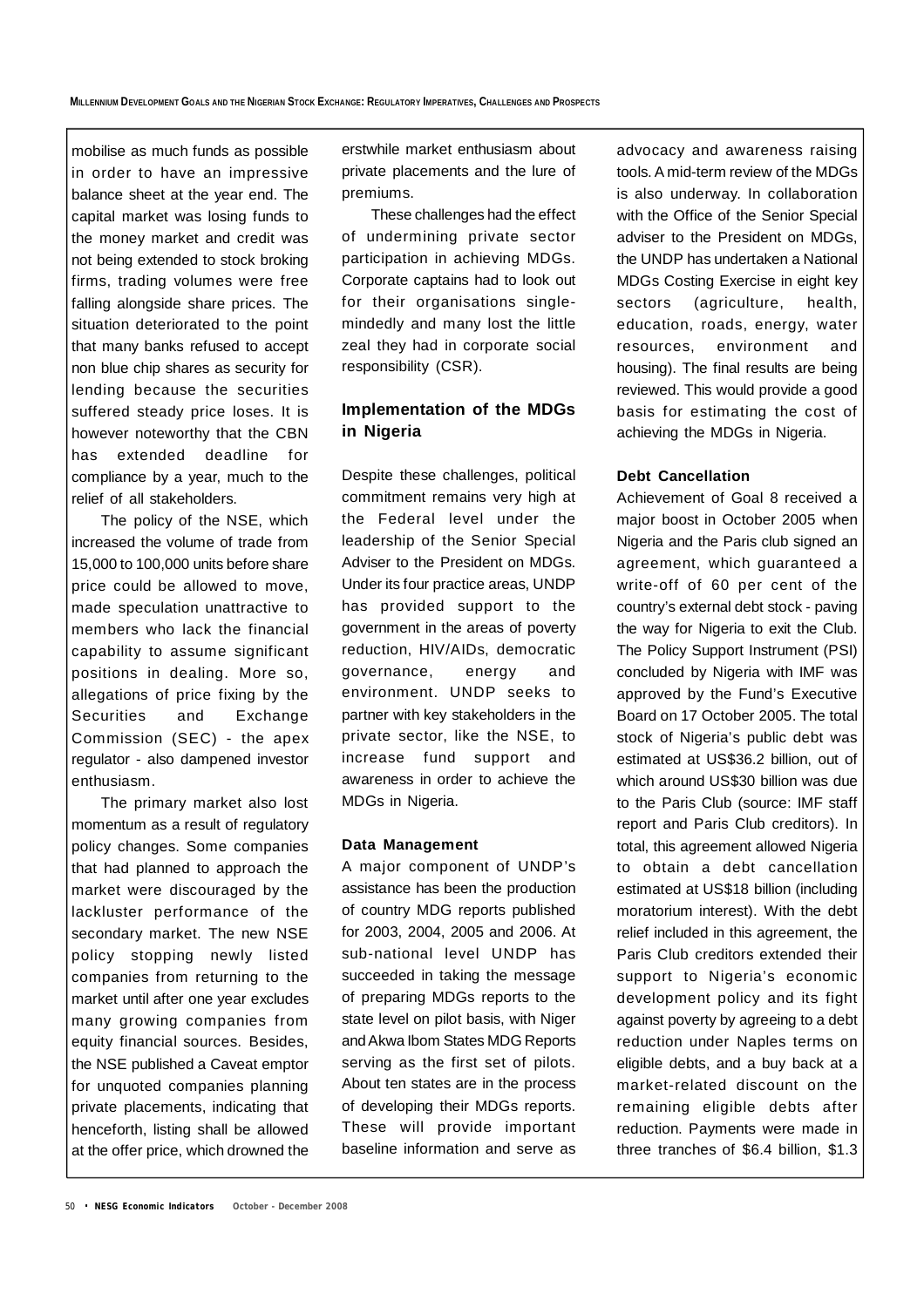mobilise as much funds as possible in order to have an impressive balance sheet at the year end. The capital market was losing funds to the money market and credit was not being extended to stock broking firms, trading volumes were free falling alongside share prices. The situation deteriorated to the point that many banks refused to accept non blue chip shares as security for lending because the securities suffered steady price loses. It is however noteworthy that the CBN has extended deadline for compliance by a year, much to the relief of all stakeholders.

The policy of the NSE, which increased the volume of trade from 15,000 to 100,000 units before share price could be allowed to move, made speculation unattractive to members who lack the financial capability to assume significant positions in dealing. More so, allegations of price fixing by the Securities and Exchange Commission (SEC) - the apex regulator - also dampened investor enthusiasm.

The primary market also lost momentum as a result of regulatory policy changes. Some companies that had planned to approach the market were discouraged by the lackluster performance of the secondary market. The new NSE policy stopping newly listed companies from returning to the market until after one year excludes many growing companies from equity financial sources. Besides, the NSE published a Caveat emptor for unquoted companies planning private placements, indicating that henceforth, listing shall be allowed at the offer price, which drowned the erstwhile market enthusiasm about private placements and the lure of premiums.

These challenges had the effect of undermining private sector participation in achieving MDGs. Corporate captains had to look out for their organisations single-mindedly and many lost the little zeal they had in corporate social responsibility (CSR).

## Implementation of the MDGs in Nigeria

Despite these challenges, political commitment remains very high at the Federal level under the leadership of the Senior Special Adviser to the President on MDGs. Under its four practice areas, UNDP has provided support to the government in the areas of poverty reduction, HIV/AIDs, democratic governance, energy and environment. UNDP seeks to partner with key stakeholders in the private sector, like the NSE, to increase fund support and awareness in order to achieve the MDGs in Nigeria.

### Data Management

A major component of UNDP's assistance has been the production of country MDG reports published for 2003, 2004, 2005 and 2006. At sub-national level UNDP has succeeded in taking the message of preparing MDGs reports to the state level on pilot basis, with Niger and Akwa Ibom States MDG Reports serving as the first set of pilots. About ten states are in the process of developing their MDGs reports. These will provide important baseline information and serve as advocacy and awareness raising tools. A mid-term review of the MDGs is also underway. In collaboration with the Office of the Senior Special adviser to the President on MDGs, the UNDP has undertaken a National MDGs Costing Exercise in eight key sectors (agriculture, health, education, roads, energy, water resources, environment and housing). The final results are being reviewed. This would provide a good basis for estimating the cost of achieving the MDGs in Nigeria.

### Debt Cancellation

Achievement of Goal 8 received a major boost in October 2005 when Nigeria and the Paris club signed an agreement, which guaranteed a write-off of 60 per cent of the country's external debt stock - paving the way for Nigeria to exit the Club. The Policy Support Instrument (PSI) concluded by Nigeria with IMF was approved by the Fund's Executive Board on 17 October 2005. The total stock of Nigeria's public debt was estimated at US$36.2 billion, out of which around US$30 billion was due to the Paris Club (source: IMF staff report and Paris Club creditors). In total, this agreement allowed Nigeria to obtain a debt cancellation estimated at US$18 billion (including moratorium interest). With the debt relief included in this agreement, the Paris Club creditors extended their support to Nigeria's economic development policy and its fight against poverty by agreeing to a debt reduction under Naples terms on eligible debts, and a buy back at a market-related discount on the remaining eligible debts after reduction. Payments were made in three tranches of $6.4 billion, $1.3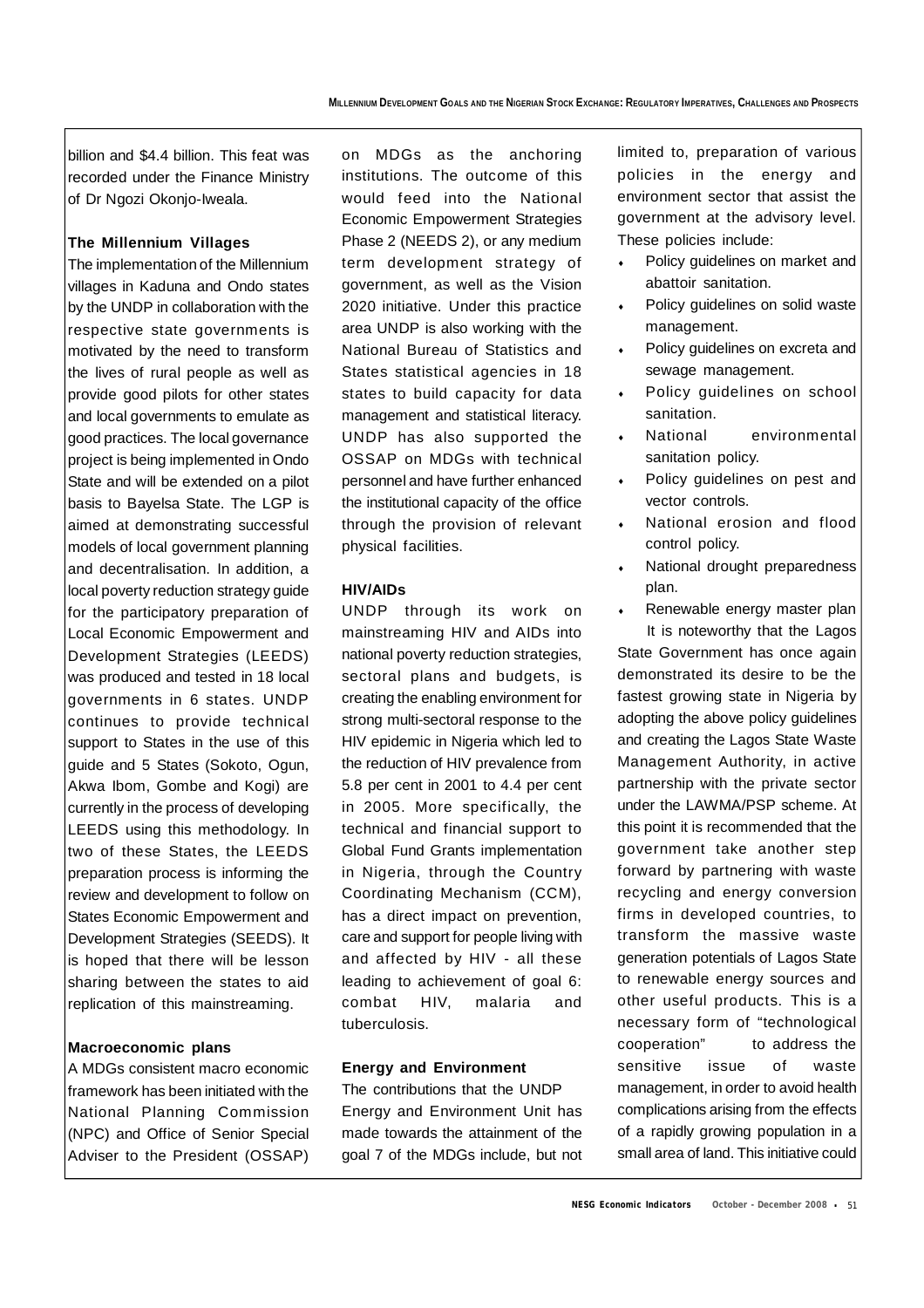billion and $4.4 billion. This feat was recorded under the Finance Ministry of Dr Ngozi Okonjo-Iweala.

**The Millennium Villages**

The implementation of the Millennium villages in Kaduna and Ondo states by the UNDP in collaboration with the respective state governments is motivated by the need to transform the lives of rural people as well as provide good pilots for other states and local governments to emulate as good practices. The local governance project is being implemented in Ondo State and will be extended on a pilot basis to Bayelsa State. The LGP is aimed at demonstrating successful models of local government planning and decentralisation. In addition, a local poverty reduction strategy guide for the participatory preparation of Local Economic Empowerment and Development Strategies (LEEDS) was produced and tested in 18 local governments in 6 states. UNDP continues to provide technical support to States in the use of this guide and 5 States (Sokoto, Ogun, Akwa Ibom, Gombe and Kogi) are currently in the process of developing LEEDS using this methodology. In two of these States, the LEEDS preparation process is informing the review and development to follow on States Economic Empowerment and Development Strategies (SEEDS). It is hoped that there will be lesson sharing between the states to aid replication of this mainstreaming.

**Macroeconomic plans**

A MDGs consistent macro economic framework has been initiated with the National Planning Commission (NPC) and Office of Senior Special Adviser to the President (OSSAP) on MDGs as the anchoring institutions. The outcome of this would feed into the National Economic Empowerment Strategies Phase 2 (NEEDS 2), or any medium term development strategy of government, as well as the Vision 2020 initiative. Under this practice area UNDP is also working with the National Bureau of Statistics and States statistical agencies in 18 states to build capacity for data management and statistical literacy. UNDP has also supported the OSSAP on MDGs with technical personnel and have further enhanced the institutional capacity of the office through the provision of relevant physical facilities.

**HIV/AIDs**

UNDP through its work on mainstreaming HIV and AIDs into national poverty reduction strategies, sectoral plans and budgets, is creating the enabling environment for strong multi-sectoral response to the HIV epidemic in Nigeria which led to the reduction of HIV prevalence from 5.8 per cent in 2001 to 4.4 per cent in 2005. More specifically, the technical and financial support to Global Fund Grants implementation in Nigeria, through the Country Coordinating Mechanism (CCM), has a direct impact on prevention, care and support for people living with and affected by HIV - all these leading to achievement of goal 6: combat HIV, malaria and tuberculosis.

**Energy and Environment**

The contributions that the UNDP Energy and Environment Unit has made towards the attainment of the goal 7 of the MDGs include, but not limited to, preparation of various policies in the energy and environment sector that assist the government at the advisory level. These policies include:

- Policy guidelines on market and abattoir sanitation.
- Policy guidelines on solid waste management.
- Policy guidelines on excreta and sewage management.
- Policy guidelines on school sanitation.
- National environmental sanitation policy.
- Policy guidelines on pest and vector controls.
- National erosion and flood control policy.
- National drought preparedness plan.
- Renewable energy master plan

It is noteworthy that the Lagos State Government has once again demonstrated its desire to be the fastest growing state in Nigeria by adopting the above policy guidelines and creating the Lagos State Waste Management Authority, in active partnership with the private sector under the LAWMA/PSP scheme. At this point it is recommended that the government take another step forward by partnering with waste recycling and energy conversion firms in developed countries, to transform the massive waste generation potentials of Lagos State to renewable energy sources and other useful products. This is a necessary form of "technological cooperation" to address the sensitive issue of waste management, in order to avoid health complications arising from the effects of a rapidly growing population in a small area of land. This initiative could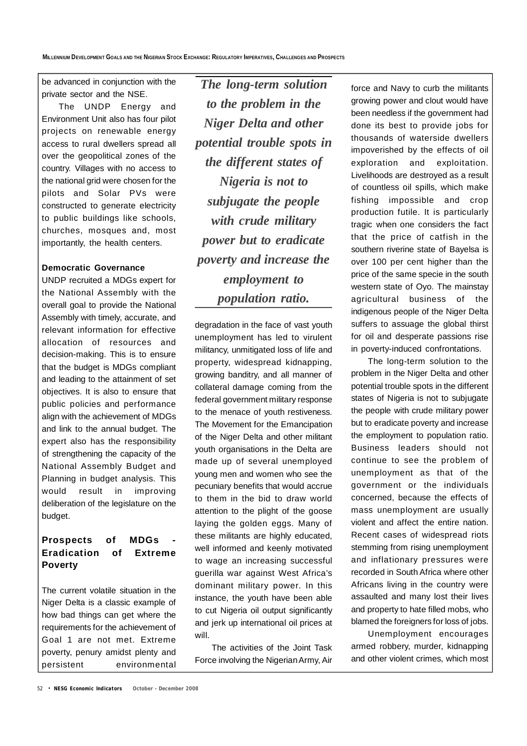be advanced in conjunction with the private sector and the NSE.

The UNDP Energy and Environment Unit also has four pilot projects on renewable energy access to rural dwellers spread all over the geopolitical zones of the country. Villages with no access to the national grid were chosen for the pilots and Solar PVs were constructed to generate electricity to public buildings like schools, churches, mosques and, most importantly, the health centers.

**Democratic Governance**

UNDP recruited a MDGs expert for the National Assembly with the overall goal to provide the National Assembly with timely, accurate, and relevant information for effective allocation of resources and decision-making. This is to ensure that the budget is MDGs compliant and leading to the attainment of set objectives. It is also to ensure that public policies and performance align with the achievement of MDGs and link to the annual budget. The expert also has the responsibility of strengthening the capacity of the National Assembly Budget and Planning in budget analysis. This would result in improving deliberation of the legislature on the budget.

## Prospects of MDGs - Eradication of Extreme Poverty

The current volatile situation in the Niger Delta is a classic example of how bad things can get where the requirements for the achievement of Goal 1 are not met. Extreme poverty, penury amidst plenty and persistent environmental degradation in the face of vast youth unemployment has led to virulent militancy, unmitigated loss of life and property, widespread kidnapping, growing banditry, and all manner of collateral damage coming from the federal government military response to the menace of youth restiveness. The Movement for the Emancipation of the Niger Delta and other militant youth organisations in the Delta are made up of several unemployed young men and women who see the pecuniary benefits that would accrue to them in the bid to draw world attention to the plight of the goose laying the golden eggs. Many of these militants are highly educated, well informed and keenly motivated to wage an increasing successful guerilla war against West Africa's dominant military power. In this instance, the youth have been able to cut Nigeria oil output significantly and jerk up international oil prices at will.

*The long-term solution to the problem in the Niger Delta and other potential trouble spots in the different states of Nigeria is not to subjugate the people with crude military power but to eradicate poverty and increase the employment to population ratio.*

The activities of the Joint Task Force involving the Nigerian Army, Air force and Navy to curb the militants growing power and clout would have been needless if the government had done its best to provide jobs for thousands of waterside dwellers impoverished by the effects of oil exploration and exploitation. Livelihoods are destroyed as a result of countless oil spills, which make fishing impossible and crop production futile. It is particularly tragic when one considers the fact that the price of catfish in the southern riverine state of Bayelsa is over 100 per cent higher than the price of the same specie in the south western state of Oyo. The mainstay agricultural business of the indigenous people of the Niger Delta suffers to assuage the global thirst for oil and desperate passions rise in poverty-induced confrontations.

The long-term solution to the problem in the Niger Delta and other potential trouble spots in the different states of Nigeria is not to subjugate the people with crude military power but to eradicate poverty and increase the employment to population ratio. Business leaders should not continue to see the problem of unemployment as that of the government or the individuals concerned, because the effects of mass unemployment are usually violent and affect the entire nation. Recent cases of widespread riots stemming from rising unemployment and inflationary pressures were recorded in South Africa where other Africans living in the country were assaulted and many lost their lives and property to hate filled mobs, who blamed the foreigners for loss of jobs.

Unemployment encourages armed robbery, murder, kidnapping and other violent crimes, which most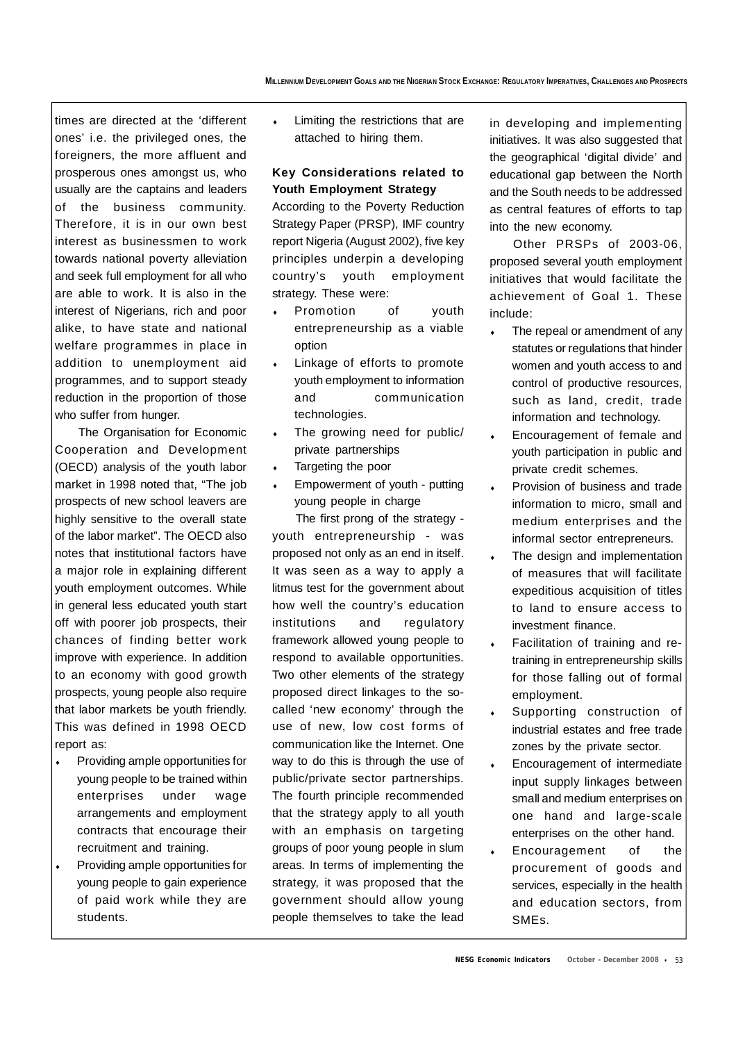times are directed at the 'different ones' i.e. the privileged ones, the foreigners, the more affluent and prosperous ones amongst us, who usually are the captains and leaders of the business community. Therefore, it is in our own best interest as businessmen to work towards national poverty alleviation and seek full employment for all who are able to work. It is also in the interest of Nigerians, rich and poor alike, to have state and national welfare programmes in place in addition to unemployment aid programmes, and to support steady reduction in the proportion of those who suffer from hunger.

The Organisation for Economic Cooperation and Development (OECD) analysis of the youth labor market in 1998 noted that, "The job prospects of new school leavers are highly sensitive to the overall state of the labor market". The OECD also notes that institutional factors have a major role in explaining different youth employment outcomes. While in general less educated youth start off with poorer job prospects, their chances of finding better work improve with experience. In addition to an economy with good growth prospects, young people also require that labor markets be youth friendly. This was defined in 1998 OECD report as:

- Providing ample opportunities for young people to be trained within enterprises under wage arrangements and employment contracts that encourage their recruitment and training.
- Providing ample opportunities for young people to gain experience of paid work while they are students.
- Limiting the restrictions that are attached to hiring them.

**Key Considerations related to Youth Employment Strategy**

According to the Poverty Reduction Strategy Paper (PRSP), IMF country report Nigeria (August 2002), five key principles underpin a developing country's youth employment strategy. These were:

- Promotion of youth entrepreneurship as a viable option
- Linkage of efforts to promote youth employment to information and communication technologies.
- The growing need for public/ private partnerships
- Targeting the poor
- Empowerment of youth - putting young people in charge

The first prong of the strategy - youth entrepreneurship - was proposed not only as an end in itself. It was seen as a way to apply a litmus test for the government about how well the country's education institutions and regulatory framework allowed young people to respond to available opportunities. Two other elements of the strategy proposed direct linkages to the so-called 'new economy' through the use of new, low cost forms of communication like the Internet. One way to do this is through the use of public/private sector partnerships. The fourth principle recommended that the strategy apply to all youth with an emphasis on targeting groups of poor young people in slum areas. In terms of implementing the strategy, it was proposed that the government should allow young people themselves to take the lead in developing and implementing initiatives. It was also suggested that the geographical 'digital divide' and educational gap between the North and the South needs to be addressed as central features of efforts to tap into the new economy.

Other PRSPs of 2003-06, proposed several youth employment initiatives that would facilitate the achievement of Goal 1. These include:

- The repeal or amendment of any statutes or regulations that hinder women and youth access to and control of productive resources, such as land, credit, trade information and technology.
- Encouragement of female and youth participation in public and private credit schemes.
- Provision of business and trade information to micro, small and medium enterprises and the informal sector entrepreneurs.
- The design and implementation of measures that will facilitate expeditious acquisition of titles to land to ensure access to investment finance.
- Facilitation of training and re-training in entrepreneurship skills for those falling out of formal employment.
- Supporting construction of industrial estates and free trade zones by the private sector.
- Encouragement of intermediate input supply linkages between small and medium enterprises on one hand and large-scale enterprises on the other hand.
- Encouragement of the procurement of goods and services, especially in the health and education sectors, from SMEs.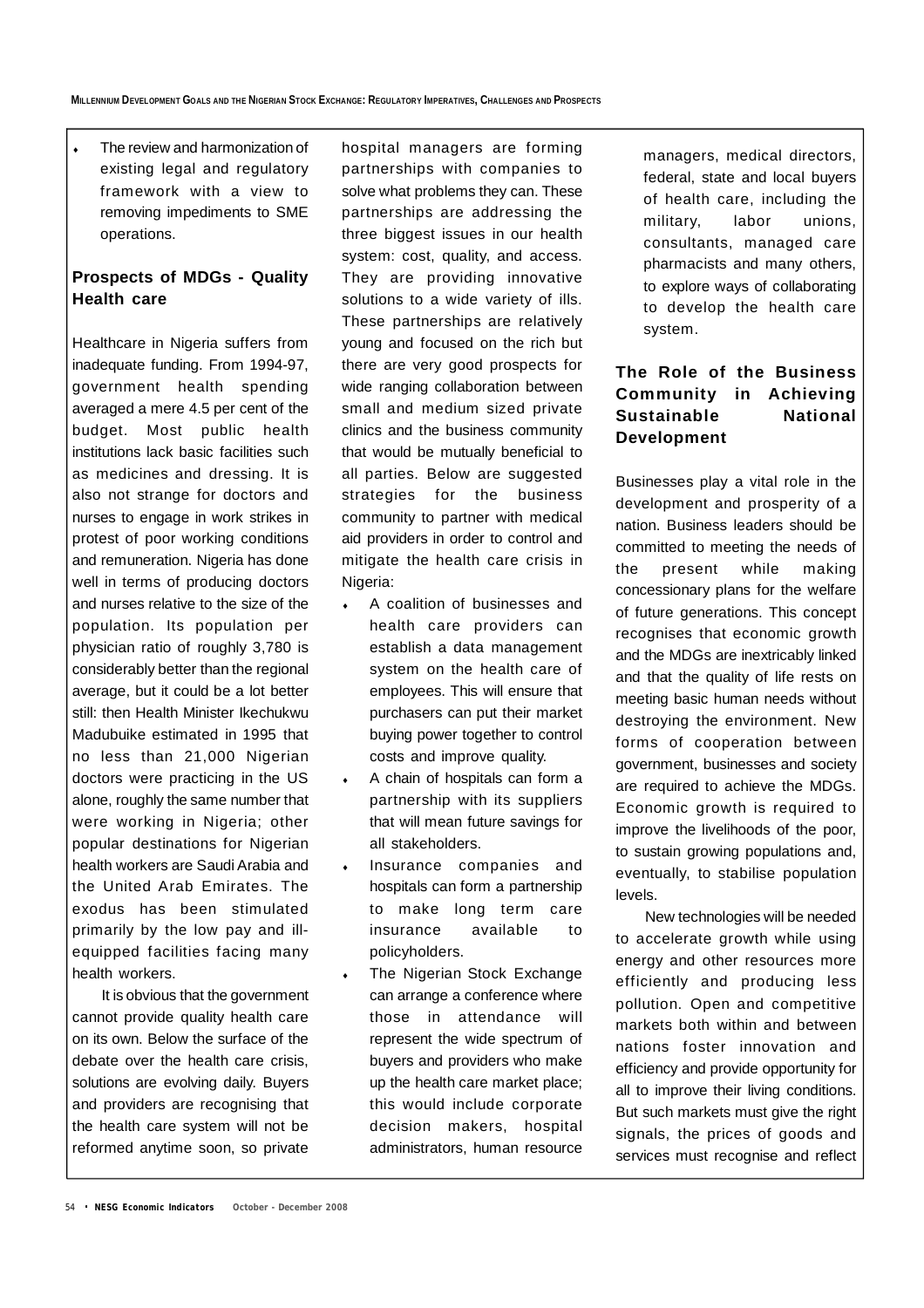- The review and harmonization of existing legal and regulatory framework with a view to removing impediments to SME operations.

## Prospects of MDGs - Quality Health care

Healthcare in Nigeria suffers from inadequate funding. From 1994-97, government health spending averaged a mere 4.5 per cent of the budget. Most public health institutions lack basic facilities such as medicines and dressing. It is also not strange for doctors and nurses to engage in work strikes in protest of poor working conditions and remuneration. Nigeria has done well in terms of producing doctors and nurses relative to the size of the population. Its population per physician ratio of roughly 3,780 is considerably better than the regional average, but it could be a lot better still: then Health Minister Ikechukwu Madubuike estimated in 1995 that no less than 21,000 Nigerian doctors were practicing in the US alone, roughly the same number that were working in Nigeria; other popular destinations for Nigerian health workers are Saudi Arabia and the United Arab Emirates. The exodus has been stimulated primarily by the low pay and ill-equipped facilities facing many health workers.

It is obvious that the government cannot provide quality health care on its own. Below the surface of the debate over the health care crisis, solutions are evolving daily. Buyers and providers are recognising that the health care system will not be reformed anytime soon, so private hospital managers are forming partnerships with companies to solve what problems they can. These partnerships are addressing the three biggest issues in our health system: cost, quality, and access. They are providing innovative solutions to a wide variety of ills. These partnerships are relatively young and focused on the rich but there are very good prospects for wide ranging collaboration between small and medium sized private clinics and the business community that would be mutually beneficial to all parties. Below are suggested strategies for the business community to partner with medical aid providers in order to control and mitigate the health care crisis in Nigeria:

- A coalition of businesses and health care providers can establish a data management system on the health care of employees. This will ensure that purchasers can put their market buying power together to control costs and improve quality.
- A chain of hospitals can form a partnership with its suppliers that will mean future savings for all stakeholders.
- Insurance companies and hospitals can form a partnership to make long term care insurance available to policyholders.
- The Nigerian Stock Exchange can arrange a conference where those in attendance will represent the wide spectrum of buyers and providers who make up the health care market place; this would include corporate decision makers, hospital administrators, human resource managers, medical directors, federal, state and local buyers of health care, including the military, labor unions, consultants, managed care pharmacists and many others, to explore ways of collaborating to develop the health care system.

## The Role of the Business Community in Achieving Sustainable National Development

Businesses play a vital role in the development and prosperity of a nation. Business leaders should be committed to meeting the needs of the present while making concessionary plans for the welfare of future generations. This concept recognises that economic growth and the MDGs are inextricably linked and that the quality of life rests on meeting basic human needs without destroying the environment. New forms of cooperation between government, businesses and society are required to achieve the MDGs. Economic growth is required to improve the livelihoods of the poor, to sustain growing populations and, eventually, to stabilise population levels.

New technologies will be needed to accelerate growth while using energy and other resources more efficiently and producing less pollution. Open and competitive markets both within and between nations foster innovation and efficiency and provide opportunity for all to improve their living conditions. But such markets must give the right signals, the prices of goods and services must recognise and reflect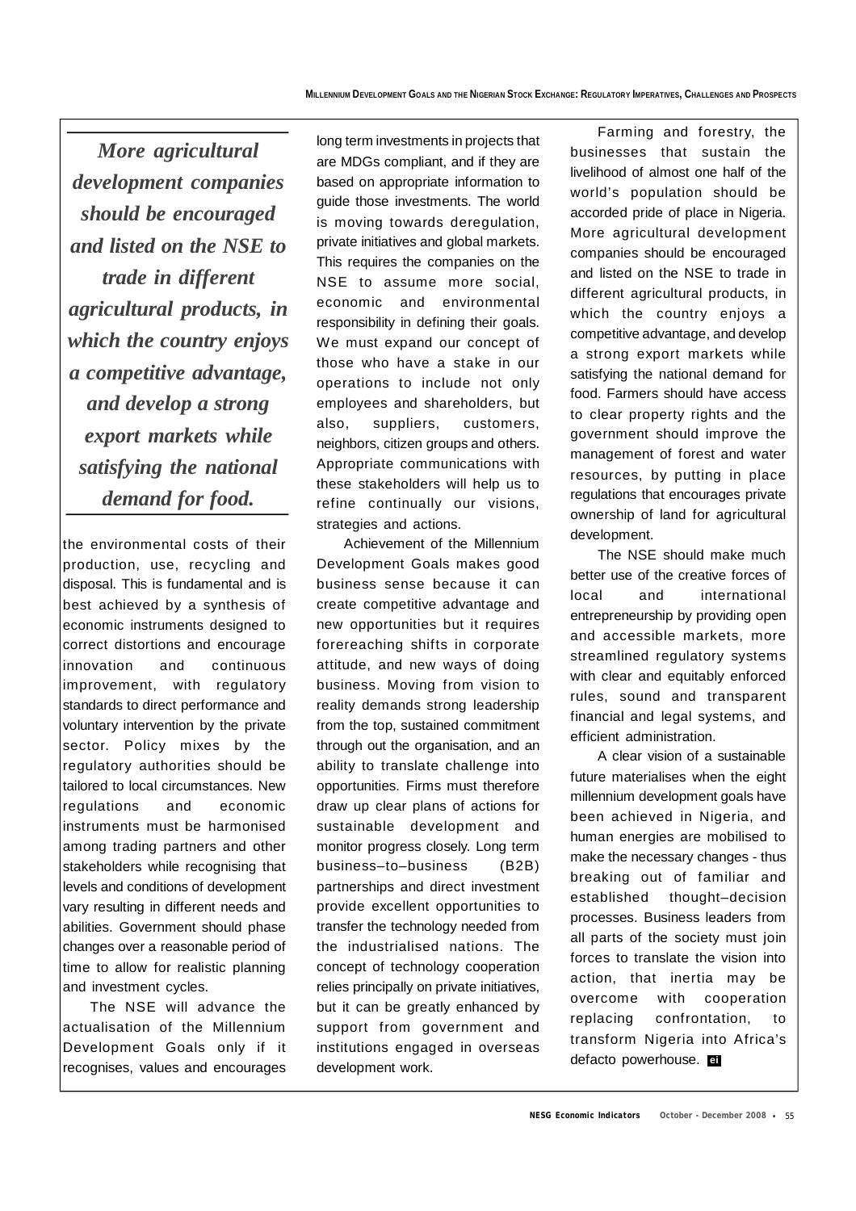> ***More agricultural development companies should be encouraged and listed on the NSE to trade in different agricultural products, in which the country enjoys a competitive advantage, and develop a strong export markets while satisfying the national demand for food.***

the environmental costs of their production, use, recycling and disposal. This is fundamental and is best achieved by a synthesis of economic instruments designed to correct distortions and encourage innovation and continuous improvement, with regulatory standards to direct performance and voluntary intervention by the private sector. Policy mixes by the regulatory authorities should be tailored to local circumstances. New regulations and economic instruments must be harmonised among trading partners and other stakeholders while recognising that levels and conditions of development vary resulting in different needs and abilities. Government should phase changes over a reasonable period of time to allow for realistic planning and investment cycles.

The NSE will advance the actualisation of the Millennium Development Goals only if it recognises, values and encourages long term investments in projects that are MDGs compliant, and if they are based on appropriate information to guide those investments. The world is moving towards deregulation, private initiatives and global markets. This requires the companies on the NSE to assume more social, economic and environmental responsibility in defining their goals. We must expand our concept of those who have a stake in our operations to include not only employees and shareholders, but also, suppliers, customers, neighbors, citizen groups and others. Appropriate communications with these stakeholders will help us to refine continually our visions, strategies and actions.

Achievement of the Millennium Development Goals makes good business sense because it can create competitive advantage and new opportunities but it requires forereaching shifts in corporate attitude, and new ways of doing business. Moving from vision to reality demands strong leadership from the top, sustained commitment through out the organisation, and an ability to translate challenge into opportunities. Firms must therefore draw up clear plans of actions for sustainable development and monitor progress closely. Long term business–to–business (B2B) partnerships and direct investment provide excellent opportunities to transfer the technology needed from the industrialised nations. The concept of technology cooperation relies principally on private initiatives, but it can be greatly enhanced by support from government and institutions engaged in overseas development work.

Farming and forestry, the businesses that sustain the livelihood of almost one half of the world's population should be accorded pride of place in Nigeria. More agricultural development companies should be encouraged and listed on the NSE to trade in different agricultural products, in which the country enjoys a competitive advantage, and develop a strong export markets while satisfying the national demand for food. Farmers should have access to clear property rights and the government should improve the management of forest and water resources, by putting in place regulations that encourages private ownership of land for agricultural development.

The NSE should make much better use of the creative forces of local and international entrepreneurship by providing open and accessible markets, more streamlined regulatory systems with clear and equitably enforced rules, sound and transparent financial and legal systems, and efficient administration.

A clear vision of a sustainable future materialises when the eight millennium development goals have been achieved in Nigeria, and human energies are mobilised to make the necessary changes - thus breaking out of familiar and established thought–decision processes. Business leaders from all parts of the society must join forces to translate the vision into action, that inertia may be overcome with cooperation replacing confrontation, to transform Nigeria into Africa's defacto powerhouse.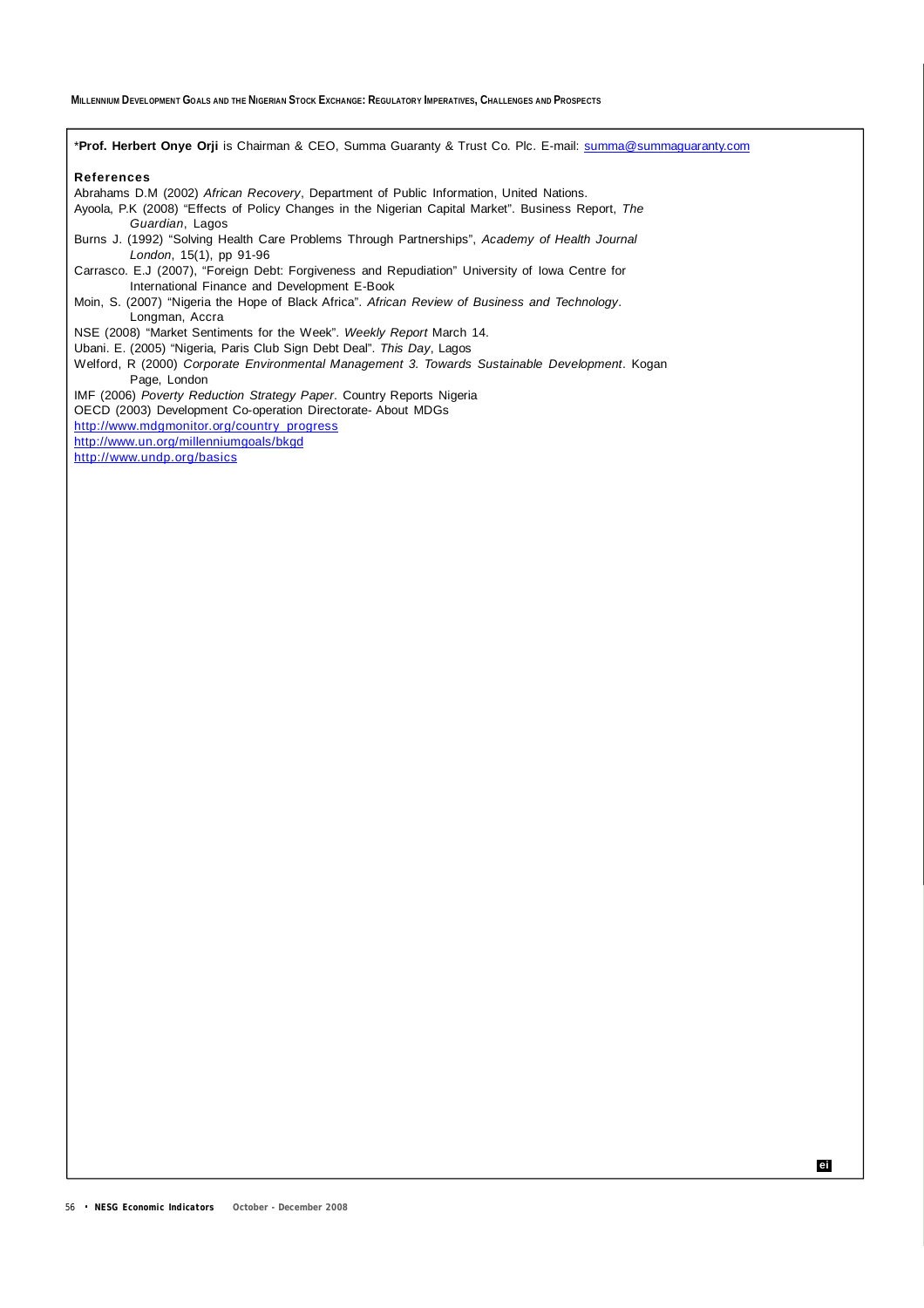*__Prof. Herbert Onye Orji__ is Chairman & CEO, Summa Guaranty & Trust Co. Plc. E-mail: summa@summaguaranty.com

### References

Abrahams D.M (2002) *African Recovery*, Department of Public Information, United Nations.

Ayoola, P.K (2008) "Effects of Policy Changes in the Nigerian Capital Market". Business Report, *The Guardian*, Lagos

Burns J. (1992) "Solving Health Care Problems Through Partnerships", *Academy of Health Journal London*, 15(1), pp 91-96

Carrasco. E.J (2007), "Foreign Debt: Forgiveness and Repudiation" University of Iowa Centre for International Finance and Development E-Book

Moin, S. (2007) "Nigeria the Hope of Black Africa". *African Review of Business and Technology*. Longman, Accra

NSE (2008) "Market Sentiments for the Week". *Weekly Report* March 14.

Ubani. E. (2005) "Nigeria, Paris Club Sign Debt Deal". *This Day*, Lagos

Welford, R (2000) *Corporate Environmental Management 3. Towards Sustainable Development*. Kogan Page, London

IMF (2006) *Poverty Reduction Strategy Paper*. Country Reports Nigeria

OECD (2003) Development Co-operation Directorate- About MDGs

http://www.mdgmonitor.org/country_progress

http://www.un.org/millenniumgoals/bkgd

http://www.undp.org/basics